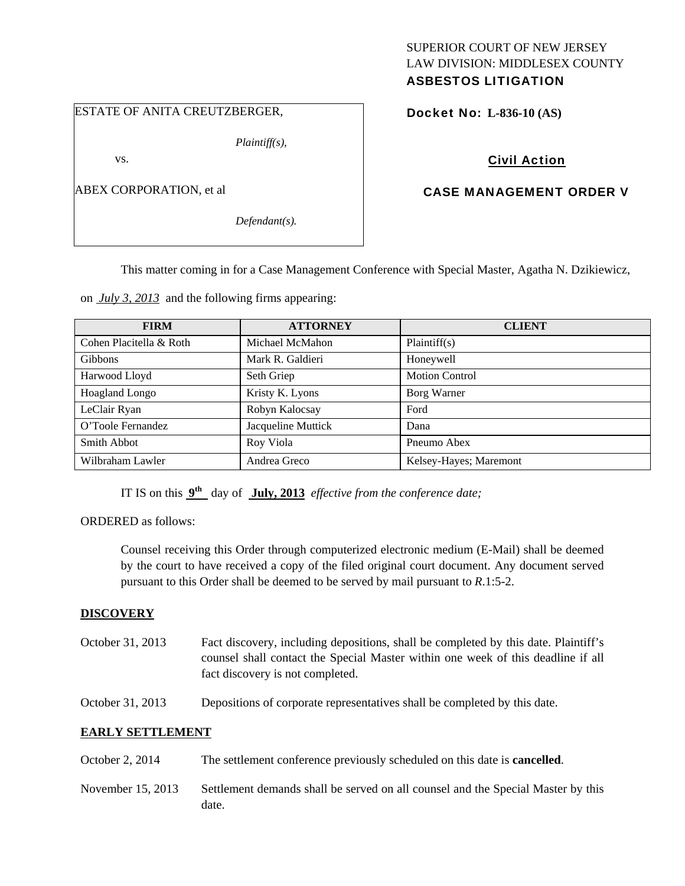SUPERIOR COURT OF NEW JERSEY
LAW DIVISION: MIDDLESEX COUNTY
**ASBESTOS LITIGATION**

ESTATE OF ANITA CREUTZBERGER,

*Plaintiff(s),*

vs.

ABEX CORPORATION, et al

*Defendant(s).*

**Docket No: L-836-10 (AS)**

**Civil Action**

**CASE MANAGEMENT ORDER V**

This matter coming in for a Case Management Conference with Special Master, Agatha N. Dzikiewicz, on *July 3, 2013* and the following firms appearing:

| FIRM | ATTORNEY | CLIENT |
|---|---|---|
| Cohen Placitella & Roth | Michael McMahon | Plaintiff(s) |
| Gibbons | Mark R. Galdieri | Honeywell |
| Harwood Lloyd | Seth Griep | Motion Control |
| Hoagland Longo | Kristy K. Lyons | Borg Warner |
| LeClair Ryan | Robyn Kalocsay | Ford |
| O'Toole Fernandez | Jacqueline Muttick | Dana |
| Smith Abbot | Roy Viola | Pneumo Abex |
| Wilbraham Lawler | Andrea Greco | Kelsey-Hayes; Maremont |

IT IS on this **9th** day of **July, 2013** *effective from the conference date;*

ORDERED as follows:

Counsel receiving this Order through computerized electronic medium (E-Mail) shall be deemed by the court to have received a copy of the filed original court document. Any document served pursuant to this Order shall be deemed to be served by mail pursuant to *R*.1:5-2.

## DISCOVERY

October 31, 2013 — Fact discovery, including depositions, shall be completed by this date. Plaintiff's counsel shall contact the Special Master within one week of this deadline if all fact discovery is not completed.

October 31, 2013 — Depositions of corporate representatives shall be completed by this date.

## EARLY SETTLEMENT

October 2, 2014 — The settlement conference previously scheduled on this date is **cancelled**.

November 15, 2013 — Settlement demands shall be served on all counsel and the Special Master by this date.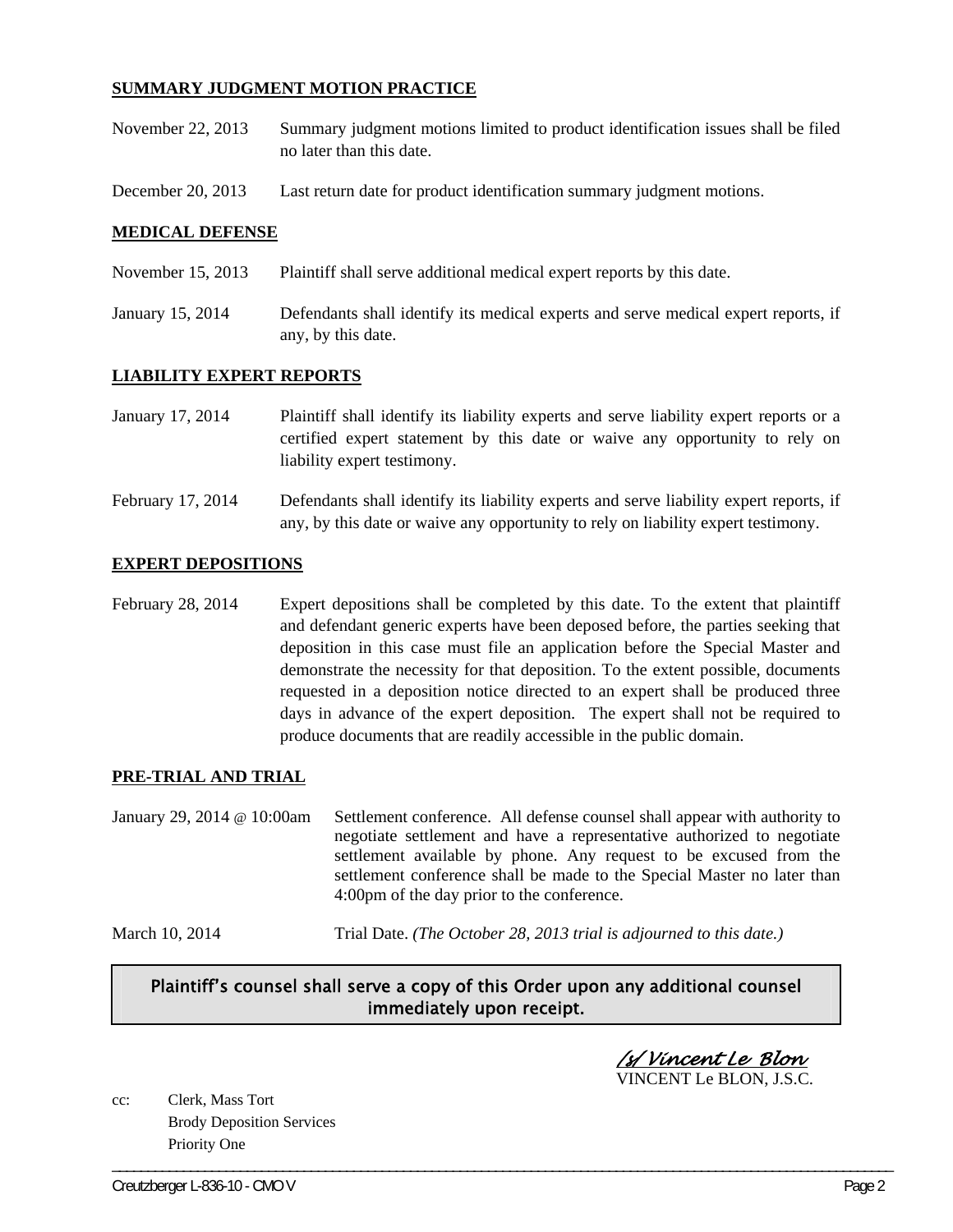**SUMMARY JUDGMENT MOTION PRACTICE**

| | |
|---|---|
| November 22, 2013 | Summary judgment motions limited to product identification issues shall be filed no later than this date. |
| December 20, 2013 | Last return date for product identification summary judgment motions. |

**MEDICAL DEFENSE**

| | |
|---|---|
| November 15, 2013 | Plaintiff shall serve additional medical expert reports by this date. |
| January 15, 2014 | Defendants shall identify its medical experts and serve medical expert reports, if any, by this date. |

**LIABILITY EXPERT REPORTS**

| | |
|---|---|
| January 17, 2014 | Plaintiff shall identify its liability experts and serve liability expert reports or a certified expert statement by this date or waive any opportunity to rely on liability expert testimony. |
| February 17, 2014 | Defendants shall identify its liability experts and serve liability expert reports, if any, by this date or waive any opportunity to rely on liability expert testimony. |

**EXPERT DEPOSITIONS**

| | |
|---|---|
| February 28, 2014 | Expert depositions shall be completed by this date. To the extent that plaintiff and defendant generic experts have been deposed before, the parties seeking that deposition in this case must file an application before the Special Master and demonstrate the necessity for that deposition. To the extent possible, documents requested in a deposition notice directed to an expert shall be produced three days in advance of the expert deposition. The expert shall not be required to produce documents that are readily accessible in the public domain. |

**PRE-TRIAL AND TRIAL**

| | |
|---|---|
| January 29, 2014 @ 10:00am | Settlement conference. All defense counsel shall appear with authority to negotiate settlement and have a representative authorized to negotiate settlement available by phone. Any request to be excused from the settlement conference shall be made to the Special Master no later than 4:00pm of the day prior to the conference. |
| March 10, 2014 | Trial Date. *(The October 28, 2013 trial is adjourned to this date.)* |

**Plaintiff's counsel shall serve a copy of this Order upon any additional counsel immediately upon receipt.**

*/s/ Vincent Le Blon*
VINCENT Le BLON, J.S.C.

cc: Clerk, Mass Tort
Brody Deposition Services
Priority One

Creutzberger L-836-10 - CMO V